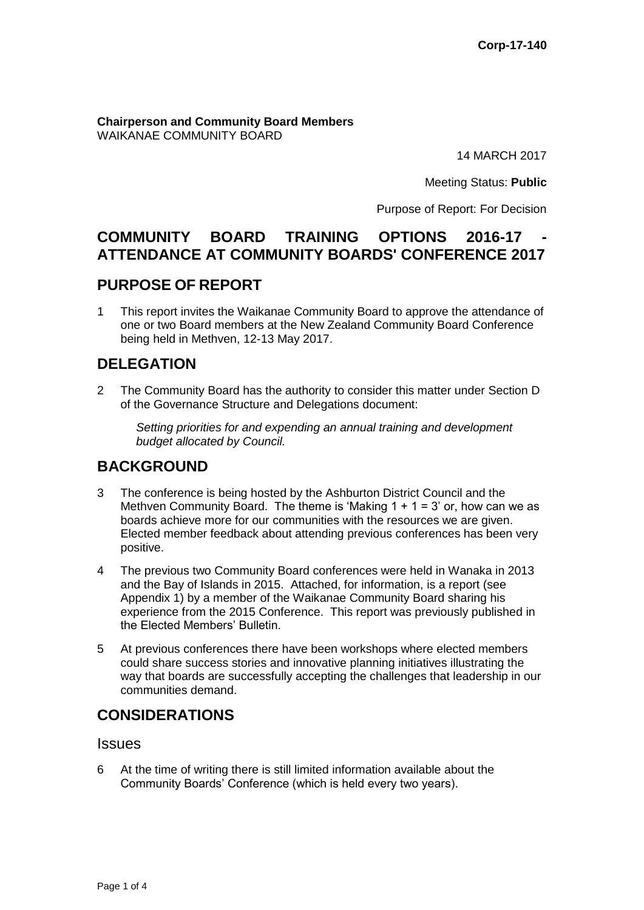Corp-17-140

**Chairperson and Community Board Members**
WAIKANAE COMMUNITY BOARD

14 MARCH 2017

Meeting Status: **Public**

Purpose of Report: For Decision

# COMMUNITY BOARD TRAINING OPTIONS 2016-17 - ATTENDANCE AT COMMUNITY BOARDS' CONFERENCE 2017

## PURPOSE OF REPORT

1 This report invites the Waikanae Community Board to approve the attendance of one or two Board members at the New Zealand Community Board Conference being held in Methven, 12-13 May 2017.

## DELEGATION

2 The Community Board has the authority to consider this matter under Section D of the Governance Structure and Delegations document:

> *Setting priorities for and expending an annual training and development budget allocated by Council.*

## BACKGROUND

3 The conference is being hosted by the Ashburton District Council and the Methven Community Board. The theme is 'Making 1 + 1 = 3' or, how can we as boards achieve more for our communities with the resources we are given. Elected member feedback about attending previous conferences has been very positive.

4 The previous two Community Board conferences were held in Wanaka in 2013 and the Bay of Islands in 2015. Attached, for information, is a report (see Appendix 1) by a member of the Waikanae Community Board sharing his experience from the 2015 Conference. This report was previously published in the Elected Members' Bulletin.

5 At previous conferences there have been workshops where elected members could share success stories and innovative planning initiatives illustrating the way that boards are successfully accepting the challenges that leadership in our communities demand.

## CONSIDERATIONS

### Issues

6 At the time of writing there is still limited information available about the Community Boards' Conference (which is held every two years).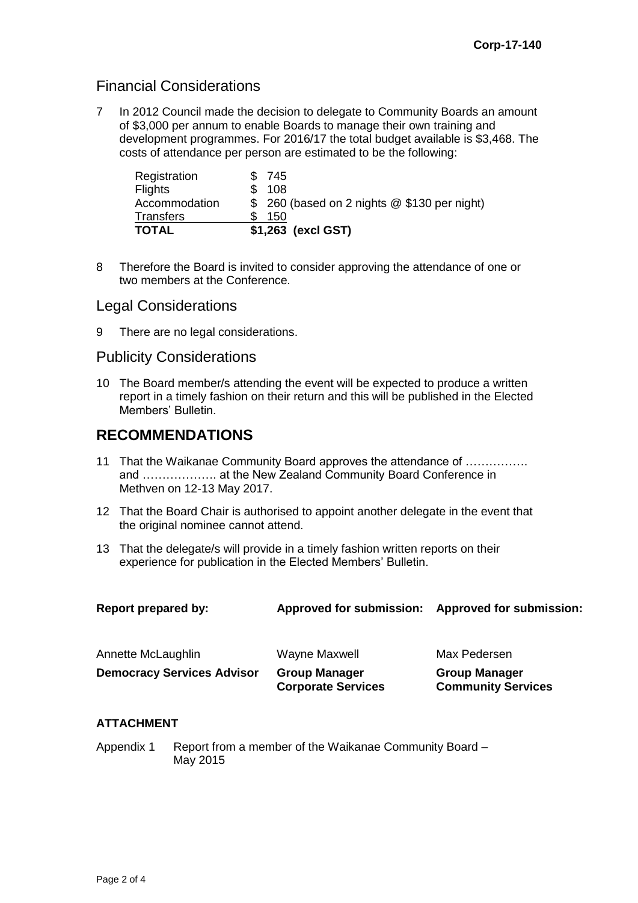## Financial Considerations

7 In 2012 Council made the decision to delegate to Community Boards an amount of $3,000 per annum to enable Boards to manage their own training and development programmes. For 2016/17 the total budget available is $3,468. The costs of attendance per person are estimated to be the following:

| | |
|---|---|
| Registration | $ 745 |
| Flights | $ 108 |
| Accommodation | $ 260 (based on 2 nights @ $130 per night) |
| Transfers | $ 150 |
| **TOTAL** | **$1,263 (excl GST)** |

8 Therefore the Board is invited to consider approving the attendance of one or two members at the Conference.

## Legal Considerations

9 There are no legal considerations.

## Publicity Considerations

10 The Board member/s attending the event will be expected to produce a written report in a timely fashion on their return and this will be published in the Elected Members' Bulletin.

# RECOMMENDATIONS

11 That the Waikanae Community Board approves the attendance of ……………. and ………………. at the New Zealand Community Board Conference in Methven on 12-13 May 2017.

12 That the Board Chair is authorised to appoint another delegate in the event that the original nominee cannot attend.

13 That the delegate/s will provide in a timely fashion written reports on their experience for publication in the Elected Members' Bulletin.

| **Report prepared by:** | **Approved for submission:** | **Approved for submission:** |
|---|---|---|
| Annette McLaughlin | Wayne Maxwell | Max Pedersen |
| **Democracy Services Advisor** | **Group Manager Corporate Services** | **Group Manager Community Services** |

**ATTACHMENT**

Appendix 1 Report from a member of the Waikanae Community Board – May 2015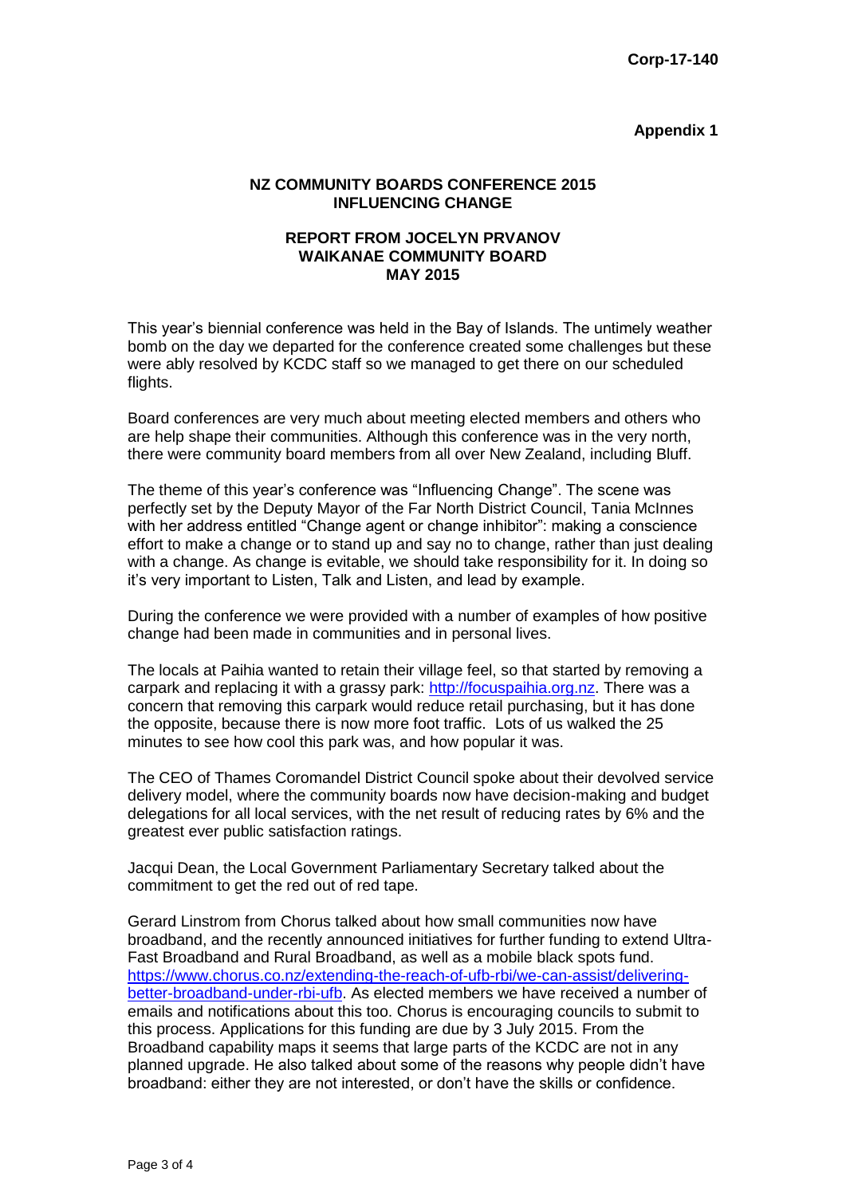**Corp-17-140**

**Appendix 1**

**NZ COMMUNITY BOARDS CONFERENCE 2015**
**INFLUENCING CHANGE**

**REPORT FROM JOCELYN PRVANOV**
**WAIKANAE COMMUNITY BOARD**
**MAY 2015**

This year's biennial conference was held in the Bay of Islands. The untimely weather bomb on the day we departed for the conference created some challenges but these were ably resolved by KCDC staff so we managed to get there on our scheduled flights.

Board conferences are very much about meeting elected members and others who are help shape their communities. Although this conference was in the very north, there were community board members from all over New Zealand, including Bluff.

The theme of this year's conference was "Influencing Change". The scene was perfectly set by the Deputy Mayor of the Far North District Council, Tania McInnes with her address entitled "Change agent or change inhibitor": making a conscience effort to make a change or to stand up and say no to change, rather than just dealing with a change. As change is evitable, we should take responsibility for it. In doing so it's very important to Listen, Talk and Listen, and lead by example.

During the conference we were provided with a number of examples of how positive change had been made in communities and in personal lives.

The locals at Paihia wanted to retain their village feel, so that started by removing a carpark and replacing it with a grassy park: http://focuspaihia.org.nz. There was a concern that removing this carpark would reduce retail purchasing, but it has done the opposite, because there is now more foot traffic. Lots of us walked the 25 minutes to see how cool this park was, and how popular it was.

The CEO of Thames Coromandel District Council spoke about their devolved service delivery model, where the community boards now have decision-making and budget delegations for all local services, with the net result of reducing rates by 6% and the greatest ever public satisfaction ratings.

Jacqui Dean, the Local Government Parliamentary Secretary talked about the commitment to get the red out of red tape.

Gerard Linstrom from Chorus talked about how small communities now have broadband, and the recently announced initiatives for further funding to extend Ultra-Fast Broadband and Rural Broadband, as well as a mobile black spots fund. https://www.chorus.co.nz/extending-the-reach-of-ufb-rbi/we-can-assist/delivering-better-broadband-under-rbi-ufb. As elected members we have received a number of emails and notifications about this too. Chorus is encouraging councils to submit to this process. Applications for this funding are due by 3 July 2015. From the Broadband capability maps it seems that large parts of the KCDC are not in any planned upgrade. He also talked about some of the reasons why people didn't have broadband: either they are not interested, or don't have the skills or confidence.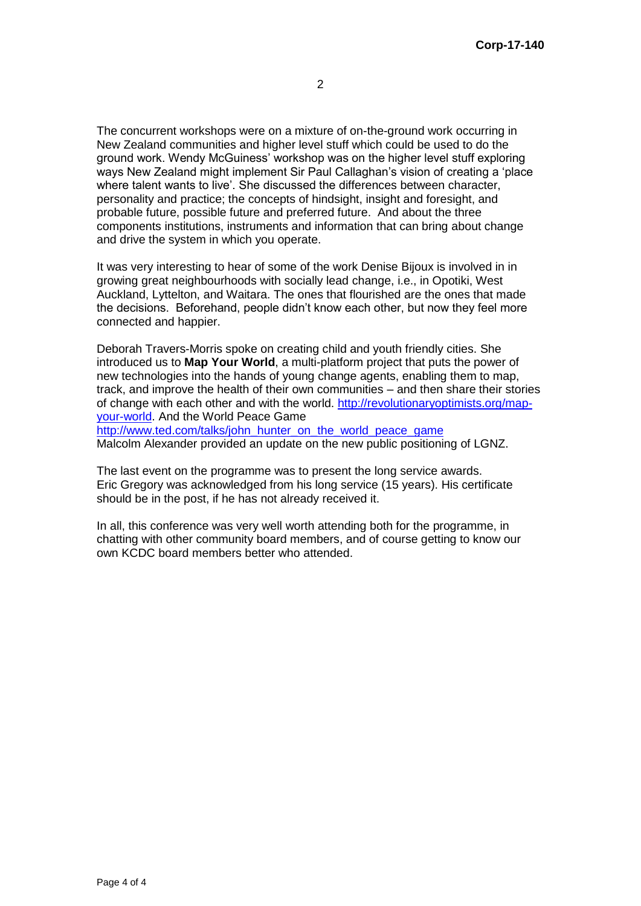The concurrent workshops were on a mixture of on-the-ground work occurring in New Zealand communities and higher level stuff which could be used to do the ground work. Wendy McGuiness' workshop was on the higher level stuff exploring ways New Zealand might implement Sir Paul Callaghan's vision of creating a 'place where talent wants to live'. She discussed the differences between character, personality and practice; the concepts of hindsight, insight and foresight, and probable future, possible future and preferred future. And about the three components institutions, instruments and information that can bring about change and drive the system in which you operate.

It was very interesting to hear of some of the work Denise Bijoux is involved in in growing great neighbourhoods with socially lead change, i.e., in Opotiki, West Auckland, Lyttelton, and Waitara. The ones that flourished are the ones that made the decisions. Beforehand, people didn't know each other, but now they feel more connected and happier.

Deborah Travers-Morris spoke on creating child and youth friendly cities. She introduced us to **Map Your World**, a multi-platform project that puts the power of new technologies into the hands of young change agents, enabling them to map, track, and improve the health of their own communities – and then share their stories of change with each other and with the world. http://revolutionaryoptimists.org/map-your-world. And the World Peace Game
http://www.ted.com/talks/john_hunter_on_the_world_peace_game
Malcolm Alexander provided an update on the new public positioning of LGNZ.

The last event on the programme was to present the long service awards. Eric Gregory was acknowledged from his long service (15 years). His certificate should be in the post, if he has not already received it.

In all, this conference was very well worth attending both for the programme, in chatting with other community board members, and of course getting to know our own KCDC board members better who attended.